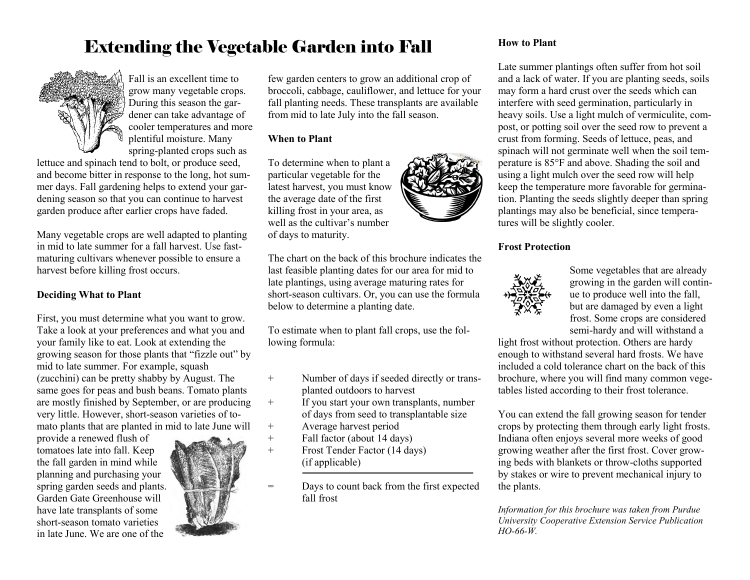# Extending the Vegetable Garden into Fall

Fall is an excellent time to grow many vegetable crops. During this season the gardener can take advantage of cooler temperatures and more plentiful moisture. Many spring-planted crops such as lettuce and spinach tend to bolt, or produce seed, and become bitter in response to the long, hot summer days. Fall gardening helps to extend your gardening season so that you can continue to harvest garden produce after earlier crops have faded.

Many vegetable crops are well adapted to planting in mid to late summer for a fall harvest. Use fast-maturing cultivars whenever possible to ensure a harvest before killing frost occurs.

**Deciding What to Plant**

First, you must determine what you want to grow. Take a look at your preferences and what you and your family like to eat. Look at extending the growing season for those plants that "fizzle out" by mid to late summer. For example, squash (zucchini) can be pretty shabby by August. The same goes for peas and bush beans. Tomato plants are mostly finished by September, or are producing very little. However, short-season varieties of tomato plants that are planted in mid to late June will provide a renewed flush of tomatoes late into fall. Keep the fall garden in mind while planning and purchasing your spring garden seeds and plants. Garden Gate Greenhouse will have late transplants of some short-season tomato varieties in late June. We are one of the few garden centers to grow an additional crop of broccoli, cabbage, cauliflower, and lettuce for your fall planting needs. These transplants are available from mid to late July into the fall season.

**When to Plant**

To determine when to plant a particular vegetable for the latest harvest, you must know the average date of the first killing frost in your area, as well as the cultivar's number of days to maturity.

The chart on the back of this brochure indicates the last feasible planting dates for our area for mid to late plantings, using average maturing rates for short-season cultivars. Or, you can use the formula below to determine a planting date.

To estimate when to plant fall crops, use the following formula:

| | |
|---|---|
| + | Number of days if seeded directly or transplanted outdoors to harvest |
| + | If you start your own transplants, number of days from seed to transplantable size |
| + | Average harvest period |
| + | Fall factor (about 14 days) |
| + | Frost Tender Factor (14 days) (if applicable) |
| = | Days to count back from the first expected fall frost |

**How to Plant**

Late summer plantings often suffer from hot soil and a lack of water. If you are planting seeds, soils may form a hard crust over the seeds which can interfere with seed germination, particularly in heavy soils. Use a light mulch of vermiculite, compost, or potting soil over the seed row to prevent a crust from forming. Seeds of lettuce, peas, and spinach will not germinate well when the soil temperature is 85°F and above. Shading the soil and using a light mulch over the seed row will help keep the temperature more favorable for germination. Planting the seeds slightly deeper than spring plantings may also be beneficial, since temperatures will be slightly cooler.

**Frost Protection**

Some vegetables that are already growing in the garden will continue to produce well into the fall, but are damaged by even a light frost. Some crops are considered semi-hardy and will withstand a light frost without protection. Others are hardy enough to withstand several hard frosts. We have included a cold tolerance chart on the back of this brochure, where you will find many common vegetables listed according to their frost tolerance.

You can extend the fall growing season for tender crops by protecting them through early light frosts. Indiana often enjoys several more weeks of good growing weather after the first frost. Cover growing beds with blankets or throw-cloths supported by stakes or wire to prevent mechanical injury to the plants.

*Information for this brochure was taken from Purdue University Cooperative Extension Service Publication HO-66-W.*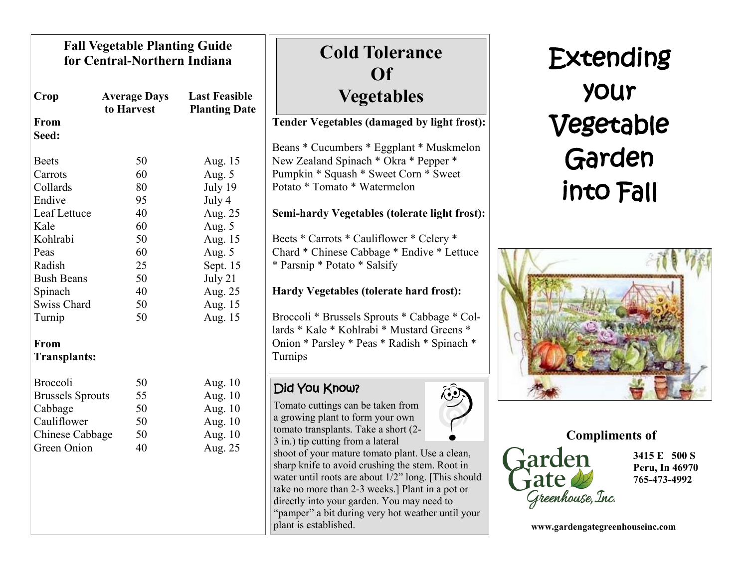## Fall Vegetable Planting Guide for Central-Northern Indiana

| Crop | Average Days to Harvest | Last Feasible Planting Date |
|---|---|---|
| **From Seed:** | | |
| Beets | 50 | Aug. 15 |
| Carrots | 60 | Aug. 5 |
| Collards | 80 | July 19 |
| Endive | 95 | July 4 |
| Leaf Lettuce | 40 | Aug. 25 |
| Kale | 60 | Aug. 5 |
| Kohlrabi | 50 | Aug. 15 |
| Peas | 60 | Aug. 5 |
| Radish | 25 | Sept. 15 |
| Bush Beans | 50 | July 21 |
| Spinach | 40 | Aug. 25 |
| Swiss Chard | 50 | Aug. 15 |
| Turnip | 50 | Aug. 15 |
| **From Transplants:** | | |
| Broccoli | 50 | Aug. 10 |
| Brussels Sprouts | 55 | Aug. 10 |
| Cabbage | 50 | Aug. 10 |
| Cauliflower | 50 | Aug. 10 |
| Chinese Cabbage | 50 | Aug. 10 |
| Green Onion | 40 | Aug. 25 |

## Cold Tolerance Of Vegetables

**Tender Vegetables (damaged by light frost):**

Beans * Cucumbers * Eggplant * Muskmelon New Zealand Spinach * Okra * Pepper * Pumpkin * Squash * Sweet Corn * Sweet Potato * Tomato * Watermelon

**Semi-hardy Vegetables (tolerate light frost):**

Beets * Carrots * Cauliflower * Celery * Chard * Chinese Cabbage * Endive * Lettuce * Parsnip * Potato * Salsify

**Hardy Vegetables (tolerate hard frost):**

Broccoli * Brussels Sprouts * Cabbage * Collards * Kale * Kohlrabi * Mustard Greens * Onion * Parsley * Peas * Radish * Spinach * Turnips

### Did You Know?

Tomato cuttings can be taken from a growing plant to form your own tomato transplants. Take a short (2-3 in.) tip cutting from a lateral shoot of your mature tomato plant. Use a clean, sharp knife to avoid crushing the stem. Root in water until roots are about 1/2" long. [This should take no more than 2-3 weeks.] Plant in a pot or directly into your garden. You may need to "pamper" a bit during very hot weather until your plant is established.

# Extending your Vegetable Garden into Fall

**Compliments of**

Garden Gate Greenhouse, Inc.

**3415 E 500 S**
**Peru, In 46970**
**765-473-4992**

**www.gardengategreenhouseinc.com**